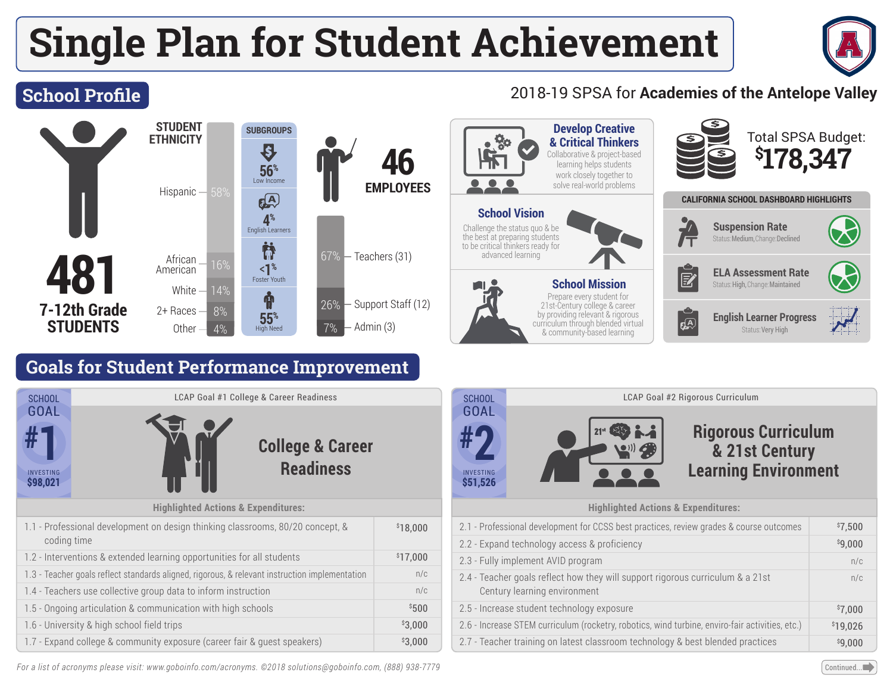# Single Plan for Student Achievement

## School Profile

2018-19 SPSA for **Academies of the Antelope Valley**

**481** 7-12th Grade STUDENTS

### STUDENT ETHNICITY

| Ethnicity | % |
|---|---|
| Hispanic | 58% |
| African American | 16% |
| White | 14% |
| 2+ Races | 8% |
| Other | 4% |

### SUBGROUPS

- 56% Low Income
- 4% English Learners
- <1% Foster Youth
- 55% High Need

**46 EMPLOYEES**

| Role | % |
|---|---|
| Teachers (31) | 67% |
| Support Staff (12) | 26% |
| Admin (3) | 7% |

### Develop Creative & Critical Thinkers

Collaborative & project-based learning helps students work closely together to solve real-world problems

### School Vision

Challenge the status quo & be the best at preparing students to be critical thinkers ready for advanced learning

### School Mission

Prepare every student for 21st-Century college & career by providing relevant & rigorous curriculum through blended virtual & community-based learning

Total SPSA Budget: **$178,347**

### CALIFORNIA SCHOOL DASHBOARD HIGHLIGHTS

- **Suspension Rate** — Status: Medium, Change: Declined
- **ELA Assessment Rate** — Status: High, Change: Maintained
- **English Learner Progress** — Status: Very High

## Goals for Student Performance Improvement

### SCHOOL GOAL #1 — INVESTING $98,021

LCAP Goal #1 College & Career Readiness

**College & Career Readiness**

Highlighted Actions & Expenditures:

| Action | Expenditure |
|---|---|
| 1.1 - Professional development on design thinking classrooms, 80/20 concept, & coding time | $18,000 |
| 1.2 - Interventions & extended learning opportunities for all students | $17,000 |
| 1.3 - Teacher goals reflect standards aligned, rigorous, & relevant instruction implementation | n/c |
| 1.4 - Teachers use collective group data to inform instruction | n/c |
| 1.5 - Ongoing articulation & communication with high schools | $500 |
| 1.6 - University & high school field trips | $3,000 |
| 1.7 - Expand college & community exposure (career fair & guest speakers) | $3,000 |

### SCHOOL GOAL #2 — INVESTING $51,526

LCAP Goal #2 Rigorous Curriculum

**Rigorous Curriculum & 21st Century Learning Environment**

Highlighted Actions & Expenditures:

| Action | Expenditure |
|---|---|
| 2.1 - Professional development for CCSS best practices, review grades & course outcomes | $7,500 |
| 2.2 - Expand technology access & proficiency | $9,000 |
| 2.3 - Fully implement AVID program | n/c |
| 2.4 - Teacher goals reflect how they will support rigorous curriculum & a 21st Century learning environment | n/c |
| 2.5 - Increase student technology exposure | $7,000 |
| 2.6 - Increase STEM curriculum (rocketry, robotics, wind turbine, enviro-fair activities, etc.) | $19,026 |
| 2.7 - Teacher training on latest classroom technology & best blended practices | $9,000 |

*For a list of acronyms please visit: www.goboinfo.com/acronyms. ©2018 solutions@goboinfo.com, (888) 938-7779*

Continued...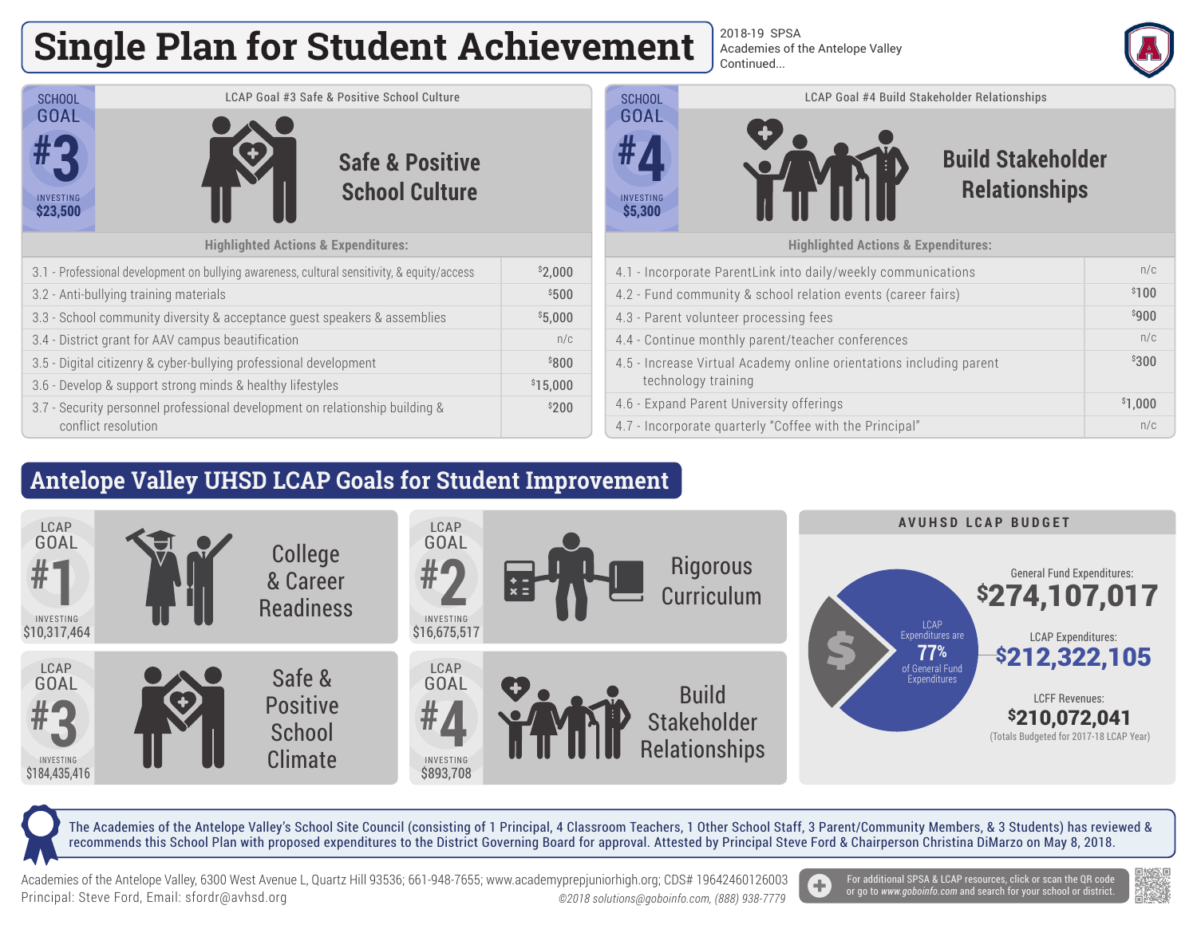# Single Plan for Student Achievement

2018-19 SPSA
Academies of the Antelope Valley
Continued...

## SCHOOL GOAL #3 — LCAP Goal #3 Safe & Positive School Culture

### Safe & Positive School Culture

INVESTING $23,500

**Highlighted Actions & Expenditures:**

| | |
|---|---|
| 3.1 - Professional development on bullying awareness, cultural sensitivity, & equity/access | $2,000 |
| 3.2 - Anti-bullying training materials | $500 |
| 3.3 - School community diversity & acceptance guest speakers & assemblies | $5,000 |
| 3.4 - District grant for AAV campus beautification | n/c |
| 3.5 - Digital citizenry & cyber-bullying professional development | $800 |
| 3.6 - Develop & support strong minds & healthy lifestyles | $15,000 |
| 3.7 - Security personnel professional development on relationship building & conflict resolution | $200 |

## SCHOOL GOAL #4 — LCAP Goal #4 Build Stakeholder Relationships

### Build Stakeholder Relationships

INVESTING $5,300

**Highlighted Actions & Expenditures:**

| | |
|---|---|
| 4.1 - Incorporate ParentLink into daily/weekly communications | n/c |
| 4.2 - Fund community & school relation events (career fairs) | $100 |
| 4.3 - Parent volunteer processing fees | $900 |
| 4.4 - Continue monthly parent/teacher conferences | n/c |
| 4.5 - Increase Virtual Academy online orientations including parent technology training | $300 |
| 4.6 - Expand Parent University offerings | $1,000 |
| 4.7 - Incorporate quarterly "Coffee with the Principal" | n/c |

## Antelope Valley UHSD LCAP Goals for Student Improvement

**LCAP GOAL #1** — College & Career Readiness
INVESTING $10,317,464

**LCAP GOAL #2** — Rigorous Curriculum
INVESTING $16,675,517

**LCAP GOAL #3** — Safe & Positive School Climate
INVESTING $184,435,416

**LCAP GOAL #4** — Build Stakeholder Relationships
INVESTING $893,708

### AVUHSD LCAP BUDGET

LCAP Expenditures are 77% of General Fund Expenditures

General Fund Expenditures: $274,107,017

LCAP Expenditures: $212,322,105

LCFF Revenues: $210,072,041

(Totals Budgeted for 2017-18 LCAP Year)

The Academies of the Antelope Valley's School Site Council (consisting of 1 Principal, 4 Classroom Teachers, 1 Other School Staff, 3 Parent/Community Members, & 3 Students) has reviewed & recommends this School Plan with proposed expenditures to the District Governing Board for approval. Attested by Principal Steve Ford & Chairperson Christina DiMarzo on May 8, 2018.

Academies of the Antelope Valley, 6300 West Avenue L, Quartz Hill 93536; 661-948-7655; www.academyprepjuniorhigh.org; CDS# 19642460126003
Principal: Steve Ford, Email: sfordr@avhsd.org

©2018 solutions@goboinfo.com, (888) 938-7779

For additional SPSA & LCAP resources, click or scan the QR code or go to *www.goboinfo.com* and search for your school or district.